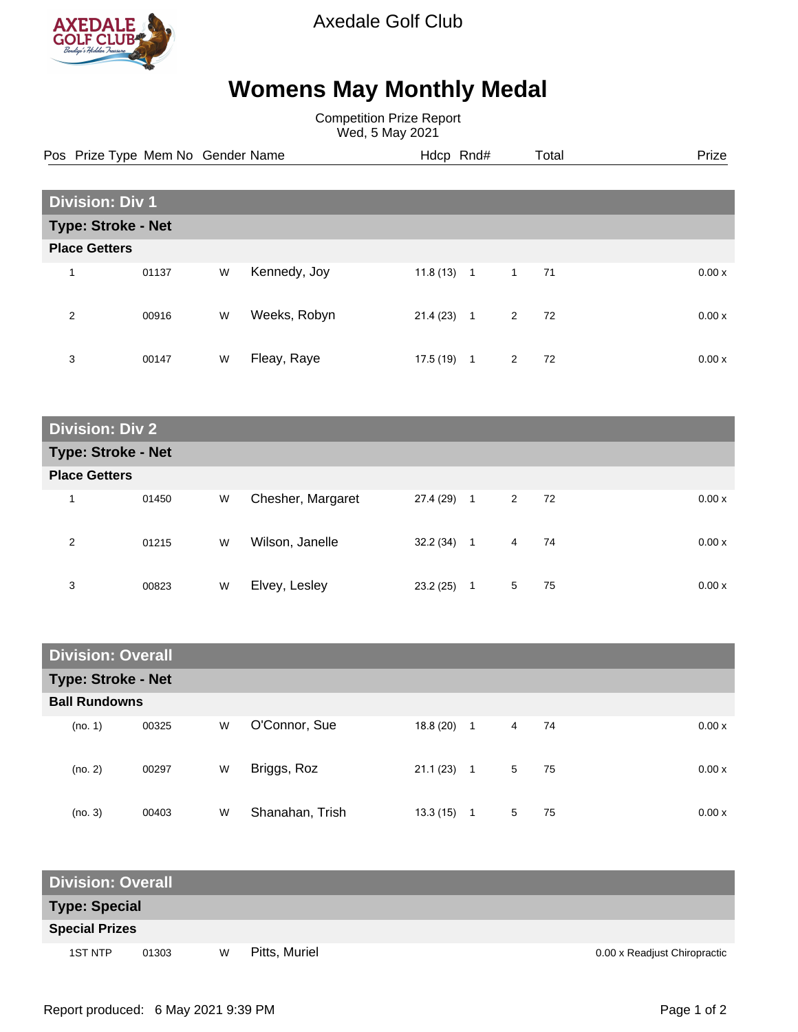Axedale Golf Club

# Womens May Monthly Medal

Competition Prize Report
Wed, 5 May 2021

| Pos | Prize Type | Mem No | Gender | Name | Hdcp | Rnd# | | Total | Prize |
|---|---|---|---|---|---|---|---|---|---|
| **Division: Div 1** | | | | | | | | | |
| **Type: Stroke - Net** | | | | | | | | | |
| **Place Getters** | | | | | | | | | |
| 1 | | 01137 | W | Kennedy, Joy | 11.8 (13) | 1 | 1 | 71 | 0.00 x |
| 2 | | 00916 | W | Weeks, Robyn | 21.4 (23) | 1 | 2 | 72 | 0.00 x |
| 3 | | 00147 | W | Fleay, Raye | 17.5 (19) | 1 | 2 | 72 | 0.00 x |
| **Division: Div 2** | | | | | | | | | |
| **Type: Stroke - Net** | | | | | | | | | |
| **Place Getters** | | | | | | | | | |
| 1 | | 01450 | W | Chesher, Margaret | 27.4 (29) | 1 | 2 | 72 | 0.00 x |
| 2 | | 01215 | W | Wilson, Janelle | 32.2 (34) | 1 | 4 | 74 | 0.00 x |
| 3 | | 00823 | W | Elvey, Lesley | 23.2 (25) | 1 | 5 | 75 | 0.00 x |
| **Division: Overall** | | | | | | | | | |
| **Type: Stroke - Net** | | | | | | | | | |
| **Ball Rundowns** | | | | | | | | | |
| (no. 1) | | 00325 | W | O'Connor, Sue | 18.8 (20) | 1 | 4 | 74 | 0.00 x |
| (no. 2) | | 00297 | W | Briggs, Roz | 21.1 (23) | 1 | 5 | 75 | 0.00 x |
| (no. 3) | | 00403 | W | Shanahan, Trish | 13.3 (15) | 1 | 5 | 75 | 0.00 x |
| **Division: Overall** | | | | | | | | | |
| **Type: Special** | | | | | | | | | |
| **Special Prizes** | | | | | | | | | |
| | 1ST NTP | 01303 | W | Pitts, Muriel | | | | | 0.00 x Readjust Chiropractic |

Report produced: 6 May 2021 9:39 PM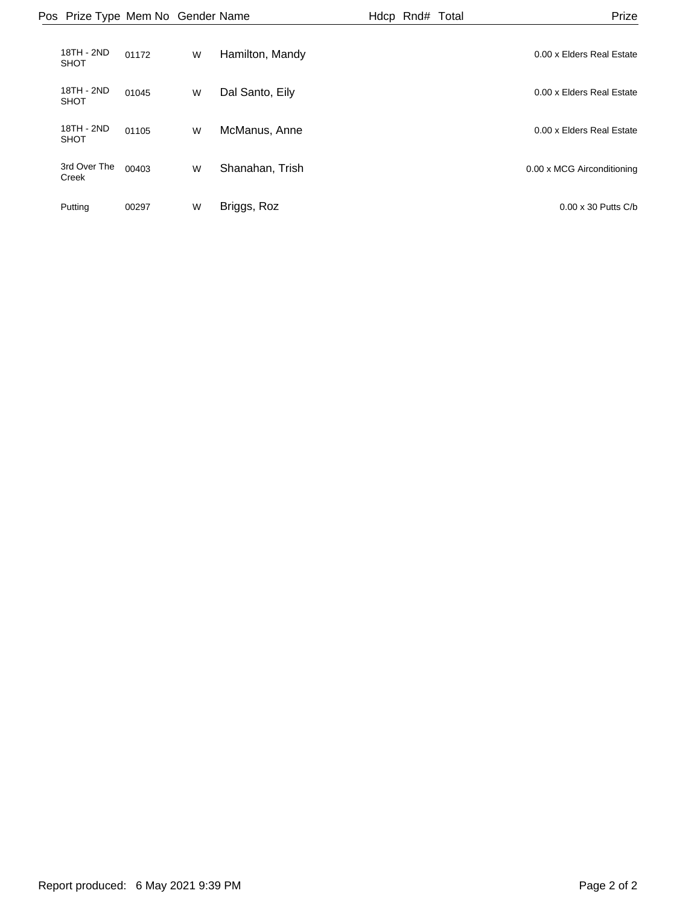| Pos | Prize Type | Mem No | Gender | Name | Hdcp | Rnd# | Total | Prize |
|---|---|---|---|---|---|---|---|---|
| | 18TH - 2ND SHOT | 01172 | W | Hamilton, Mandy | | | | 0.00 x Elders Real Estate |
| | 18TH - 2ND SHOT | 01045 | W | Dal Santo, Eily | | | | 0.00 x Elders Real Estate |
| | 18TH - 2ND SHOT | 01105 | W | McManus, Anne | | | | 0.00 x Elders Real Estate |
| | 3rd Over The Creek | 00403 | W | Shanahan, Trish | | | | 0.00 x MCG Airconditioning |
| | Putting | 00297 | W | Briggs, Roz | | | | 0.00 x 30 Putts C/b |

Report produced: 6 May 2021 9:39 PM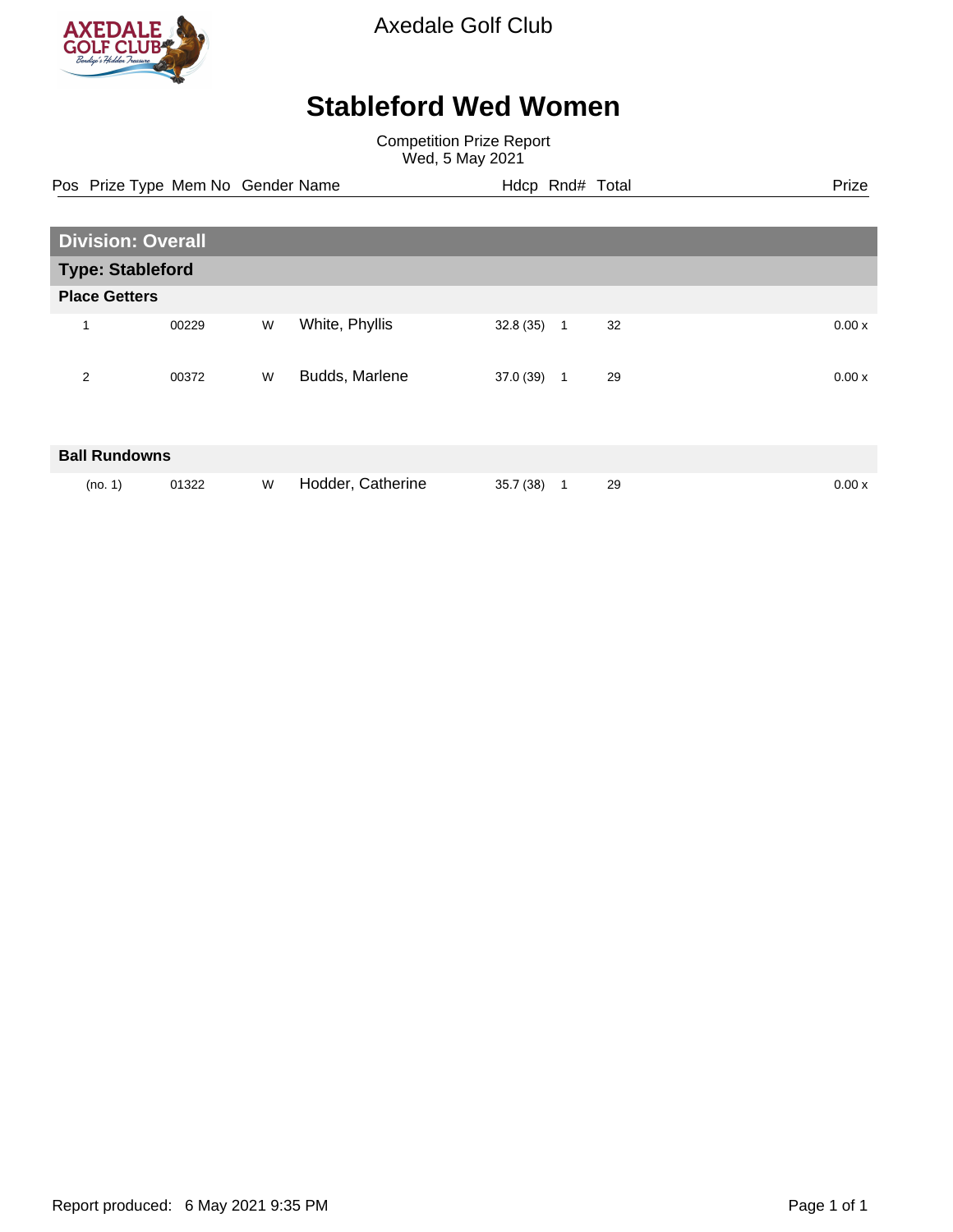Axedale Golf Club

# Stableford Wed Women

Competition Prize Report
Wed, 5 May 2021

| Pos | Prize Type | Mem No | Gender | Name | Hdcp | Rnd# | Total | Prize |
|---|---|---|---|---|---|---|---|---|
| **Division: Overall** | | | | | | | | |
| **Type: Stableford** | | | | | | | | |
| **Place Getters** | | | | | | | | |
| 1 | | 00229 | W | White, Phyllis | 32.8 (35) | 1 | 32 | 0.00 x |
| 2 | | 00372 | W | Budds, Marlene | 37.0 (39) | 1 | 29 | 0.00 x |
| **Ball Rundowns** | | | | | | | | |
| (no. 1) | | 01322 | W | Hodder, Catherine | 35.7 (38) | 1 | 29 | 0.00 x |

Report produced: 6 May 2021 9:35 PM